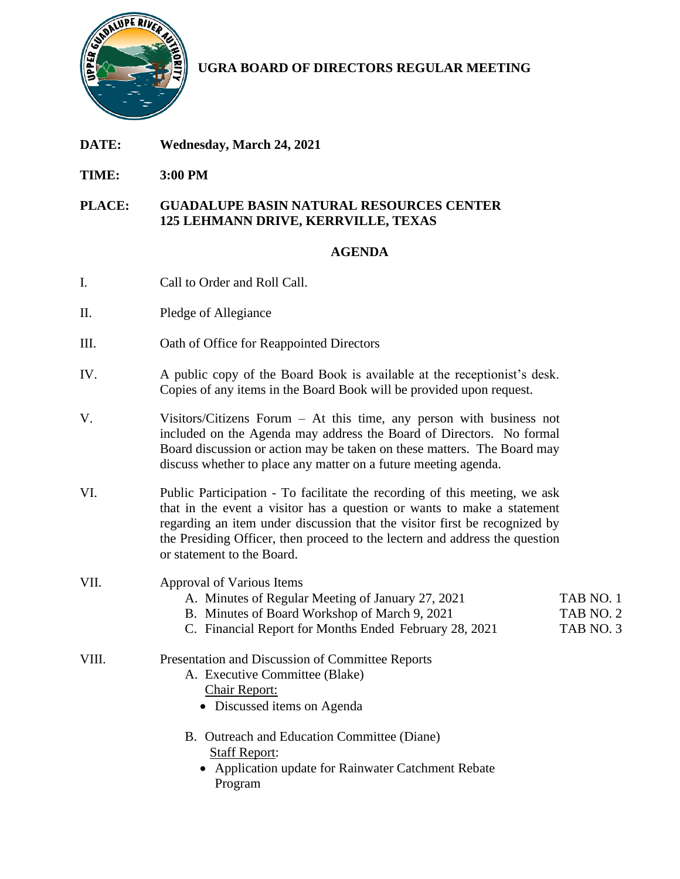# UGRA BOARD OF DIRECTORS REGULAR MEETING

**DATE:** **Wednesday, March 24, 2021**

**TIME:** **3:00 PM**

**PLACE:** **GUADALUPE BASIN NATURAL RESOURCES CENTER**
**125 LEHMANN DRIVE, KERRVILLE, TEXAS**

## AGENDA

I. Call to Order and Roll Call.

II. Pledge of Allegiance

III. Oath of Office for Reappointed Directors

IV. A public copy of the Board Book is available at the receptionist's desk. Copies of any items in the Board Book will be provided upon request.

V. Visitors/Citizens Forum – At this time, any person with business not included on the Agenda may address the Board of Directors. No formal Board discussion or action may be taken on these matters. The Board may discuss whether to place any matter on a future meeting agenda.

VI. Public Participation - To facilitate the recording of this meeting, we ask that in the event a visitor has a question or wants to make a statement regarding an item under discussion that the visitor first be recognized by the Presiding Officer, then proceed to the lectern and address the question or statement to the Board.

VII. Approval of Various Items
   - A. Minutes of Regular Meeting of January 27, 2021 — TAB NO. 1
   - B. Minutes of Board Workshop of March 9, 2021 — TAB NO. 2
   - C. Financial Report for Months Ended February 28, 2021 — TAB NO. 3

VIII. Presentation and Discussion of Committee Reports
   - A. Executive Committee (Blake)
     - Chair Report:
       - Discussed items on Agenda
   - B. Outreach and Education Committee (Diane)
     - Staff Report:
       - Application update for Rainwater Catchment Rebate Program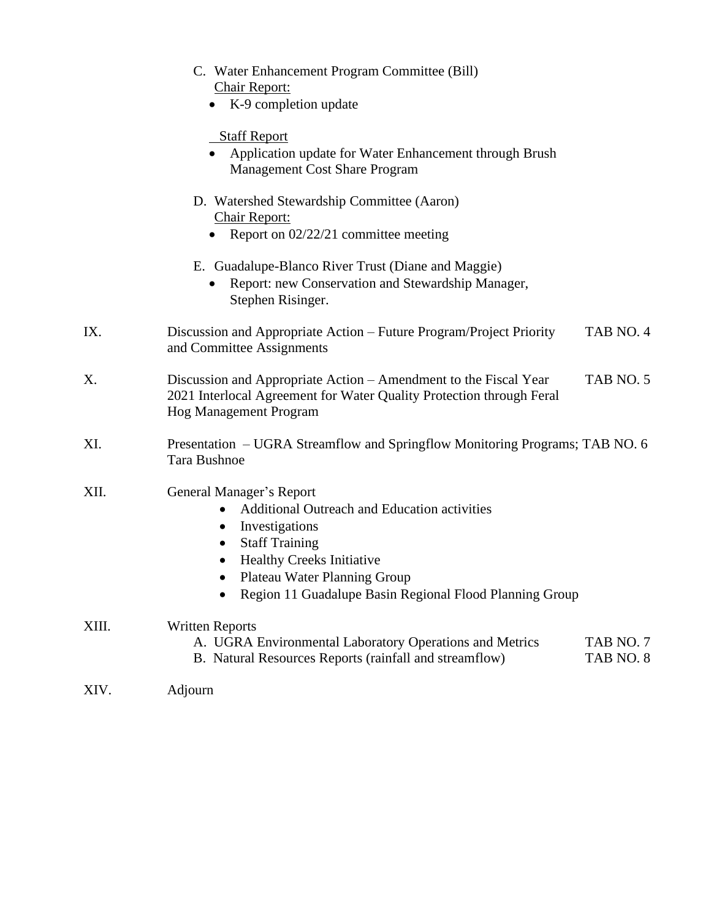C. Water Enhancement Program Committee (Bill)
   Chair Report:
   - K-9 completion update

   Staff Report
   - Application update for Water Enhancement through Brush Management Cost Share Program

D. Watershed Stewardship Committee (Aaron)
   Chair Report:
   - Report on 02/22/21 committee meeting

E. Guadalupe-Blanco River Trust (Diane and Maggie)
   - Report: new Conservation and Stewardship Manager, Stephen Risinger.

IX. Discussion and Appropriate Action – Future Program/Project Priority and Committee Assignments — TAB NO. 4

X. Discussion and Appropriate Action – Amendment to the Fiscal Year 2021 Interlocal Agreement for Water Quality Protection through Feral Hog Management Program — TAB NO. 5

XI. Presentation – UGRA Streamflow and Springflow Monitoring Programs; Tara Bushnoe — TAB NO. 6

XII. General Manager's Report
   - Additional Outreach and Education activities
   - Investigations
   - Staff Training
   - Healthy Creeks Initiative
   - Plateau Water Planning Group
   - Region 11 Guadalupe Basin Regional Flood Planning Group

XIII. Written Reports
   A. UGRA Environmental Laboratory Operations and Metrics — TAB NO. 7
   B. Natural Resources Reports (rainfall and streamflow) — TAB NO. 8

XIV. Adjourn